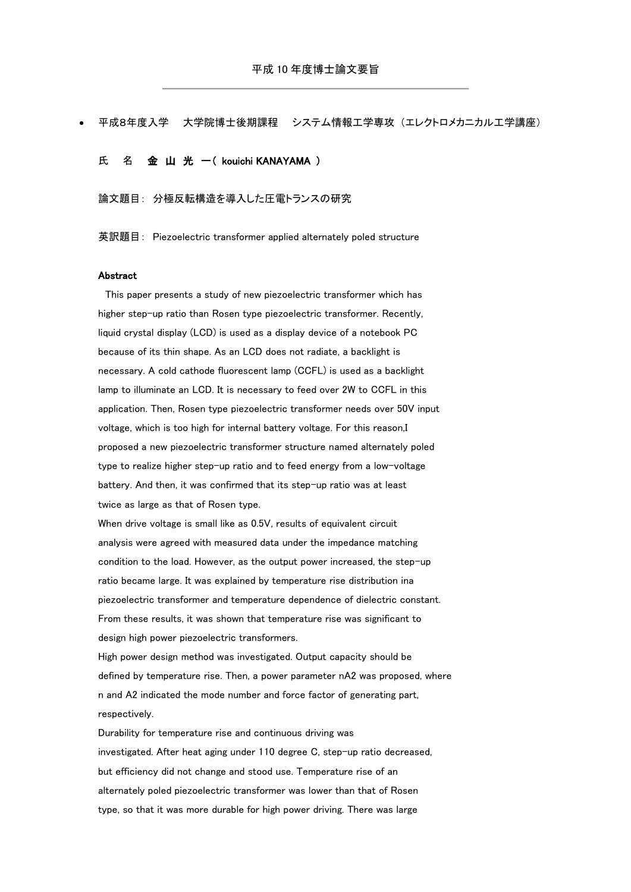# 平成 10 年度博士論文要旨

- 平成8年度入学　大学院博士後期課程　システム情報工学専攻（エレクトロメカニカル工学講座）

氏　名　**金 山 光 一**（ **kouichi KANAYAMA** ）

論文題目：分極反転構造を導入した圧電トランスの研究

英訳題目：Piezoelectric transformer applied alternately poled structure

**Abstract**

This paper presents a study of new piezoelectric transformer which has higher step-up ratio than Rosen type piezoelectric transformer. Recently, liquid crystal display (LCD) is used as a display device of a notebook PC because of its thin shape. As an LCD does not radiate, a backlight is necessary. A cold cathode fluorescent lamp (CCFL) is used as a backlight lamp to illuminate an LCD. It is necessary to feed over 2W to CCFL in this application. Then, Rosen type piezoelectric transformer needs over 50V input voltage, which is too high for internal battery voltage. For this reason,I proposed a new piezoelectric transformer structure named alternately poled type to realize higher step-up ratio and to feed energy from a low-voltage battery. And then, it was confirmed that its step-up ratio was at least twice as large as that of Rosen type.

When drive voltage is small like as 0.5V, results of equivalent circuit analysis were agreed with measured data under the impedance matching condition to the load. However, as the output power increased, the step-up ratio became large. It was explained by temperature rise distribution ina piezoelectric transformer and temperature dependence of dielectric constant. From these results, it was shown that temperature rise was significant to design high power piezoelectric transformers.

High power design method was investigated. Output capacity should be defined by temperature rise. Then, a power parameter nA2 was proposed, where n and A2 indicated the mode number and force factor of generating part, respectively.

Durability for temperature rise and continuous driving was investigated. After heat aging under 110 degree C, step-up ratio decreased, but efficiency did not change and stood use. Temperature rise of an alternately poled piezoelectric transformer was lower than that of Rosen type, so that it was more durable for high power driving. There was large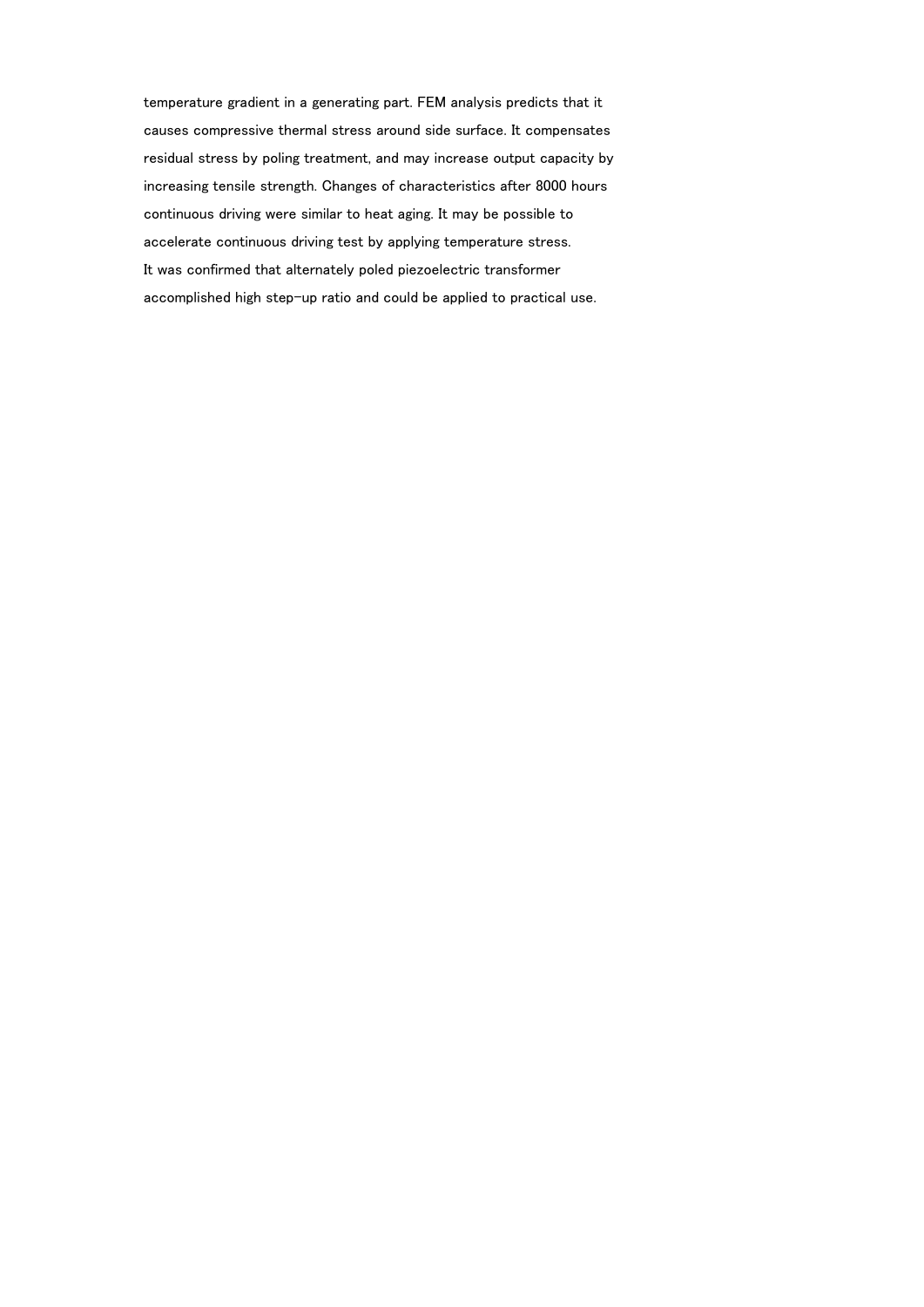temperature gradient in a generating part. FEM analysis predicts that it causes compressive thermal stress around side surface. It compensates residual stress by poling treatment, and may increase output capacity by increasing tensile strength. Changes of characteristics after 8000 hours continuous driving were similar to heat aging. It may be possible to accelerate continuous driving test by applying temperature stress.

It was confirmed that alternately poled piezoelectric transformer accomplished high step-up ratio and could be applied to practical use.